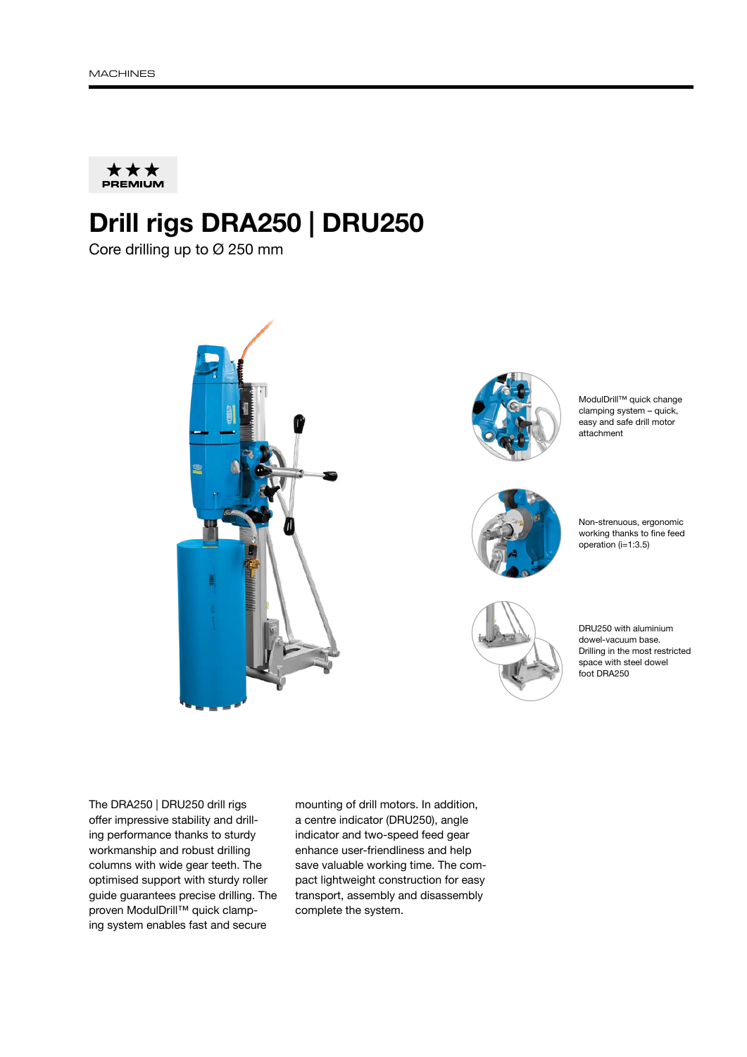★★★ PREMIUM

# Drill rigs DRA250 | DRU250

Core drilling up to Ø 250 mm

ModulDrill™ quick change clamping system – quick, easy and safe drill motor attachment

Non-strenuous, ergonomic working thanks to fine feed operation (i=1:3.5)

DRU250 with aluminium dowel-vacuum base.
Drilling in the most restricted space with steel dowel foot DRA250

The DRA250 | DRU250 drill rigs offer impressive stability and drilling performance thanks to sturdy workmanship and robust drilling columns with wide gear teeth. The optimised support with sturdy roller guide guarantees precise drilling. The proven ModulDrill™ quick clamping system enables fast and secure mounting of drill motors. In addition, a centre indicator (DRU250), angle indicator and two-speed feed gear enhance user-friendliness and help save valuable working time. The compact lightweight construction for easy transport, assembly and disassembly complete the system.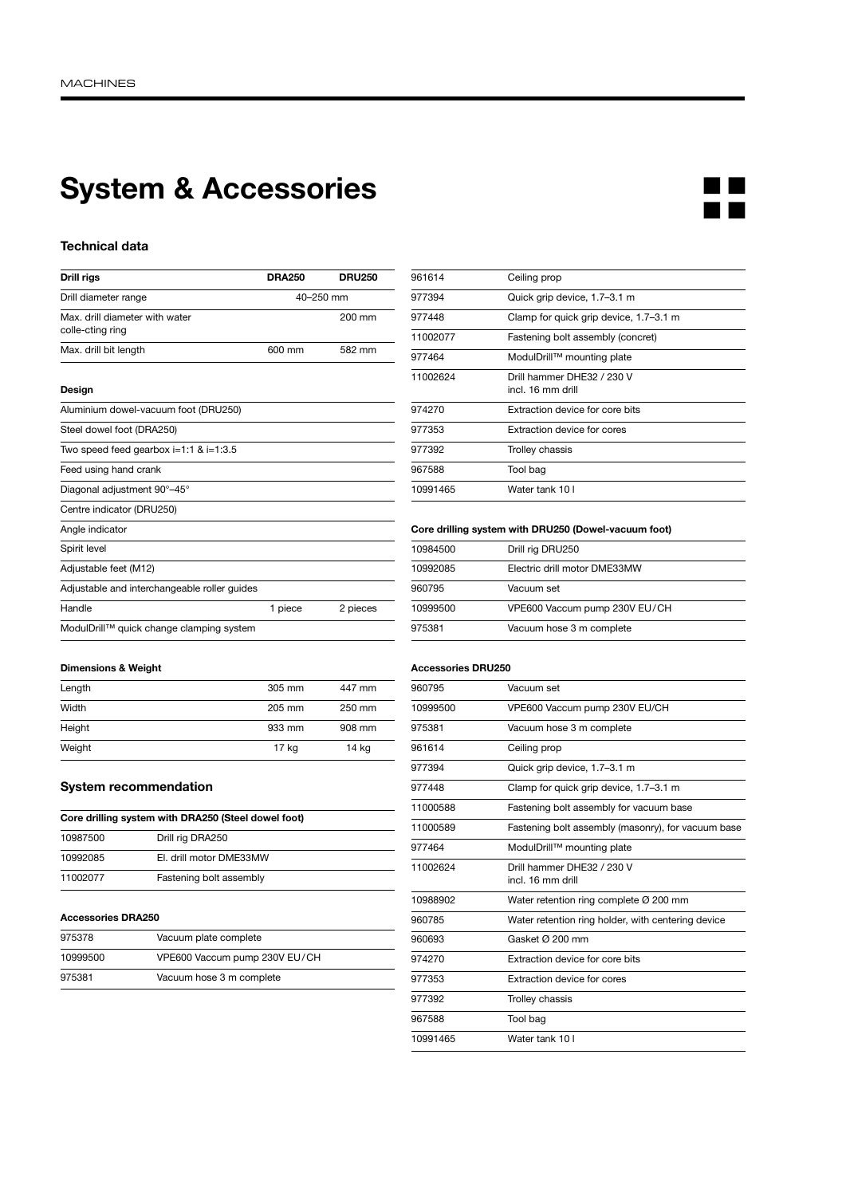# System & Accessories

### Technical data

| Drill rigs | DRA250 | DRU250 |
|---|---|---|
| Drill diameter range | 40–250 mm | |
| Max. drill diameter with water colle-cting ring | | 200 mm |
| Max. drill bit length | 600 mm | 582 mm |

| Design | | |
|---|---|---|
| Aluminium dowel-vacuum foot (DRU250) | | |
| Steel dowel foot (DRA250) | | |
| Two speed feed gearbox i=1:1 & i=1:3.5 | | |
| Feed using hand crank | | |
| Diagonal adjustment 90°–45° | | |
| Centre indicator (DRU250) | | |
| Angle indicator | | |
| Spirit level | | |
| Adjustable feet (M12) | | |
| Adjustable and interchangeable roller guides | | |
| Handle | 1 piece | 2 pieces |
| ModulDrill™ quick change clamping system | | |

| Dimensions & Weight | | |
|---|---|---|
| Length | 305 mm | 447 mm |
| Width | 205 mm | 250 mm |
| Height | 933 mm | 908 mm |
| Weight | 17 kg | 14 kg |

### System recommendation

| Core drilling system with DRA250 (Steel dowel foot) | |
|---|---|
| 10987500 | Drill rig DRA250 |
| 10992085 | El. drill motor DME33MW |
| 11002077 | Fastening bolt assembly |

| Accessories DRA250 | |
|---|---|
| 975378 | Vacuum plate complete |
| 10999500 | VPE600 Vaccum pump 230V EU/CH |
| 975381 | Vacuum hose 3 m complete |
| 961614 | Ceiling prop |
| 977394 | Quick grip device, 1.7–3.1 m |
| 977448 | Clamp for quick grip device, 1.7–3.1 m |
| 11002077 | Fastening bolt assembly (concret) |
| 977464 | ModulDrill™ mounting plate |
| 11002624 | Drill hammer DHE32 / 230 V incl. 16 mm drill |
| 974270 | Extraction device for core bits |
| 977353 | Extraction device for cores |
| 977392 | Trolley chassis |
| 967588 | Tool bag |
| 10991465 | Water tank 10 l |

| Core drilling system with DRU250 (Dowel-vacuum foot) | |
|---|---|
| 10984500 | Drill rig DRU250 |
| 10992085 | Electric drill motor DME33MW |
| 960795 | Vacuum set |
| 10999500 | VPE600 Vaccum pump 230V EU/CH |
| 975381 | Vacuum hose 3 m complete |

| Accessories DRU250 | |
|---|---|
| 960795 | Vacuum set |
| 10999500 | VPE600 Vaccum pump 230V EU/CH |
| 975381 | Vacuum hose 3 m complete |
| 961614 | Ceiling prop |
| 977394 | Quick grip device, 1.7–3.1 m |
| 977448 | Clamp for quick grip device, 1.7–3.1 m |
| 11000588 | Fastening bolt assembly for vacuum base |
| 11000589 | Fastening bolt assembly (masonry), for vacuum base |
| 977464 | ModulDrill™ mounting plate |
| 11002624 | Drill hammer DHE32 / 230 V incl. 16 mm drill |
| 10988902 | Water retention ring complete Ø 200 mm |
| 960785 | Water retention ring holder, with centering device |
| 960693 | Gasket Ø 200 mm |
| 974270 | Extraction device for core bits |
| 977353 | Extraction device for cores |
| 977392 | Trolley chassis |
| 967588 | Tool bag |
| 10991465 | Water tank 10 l |